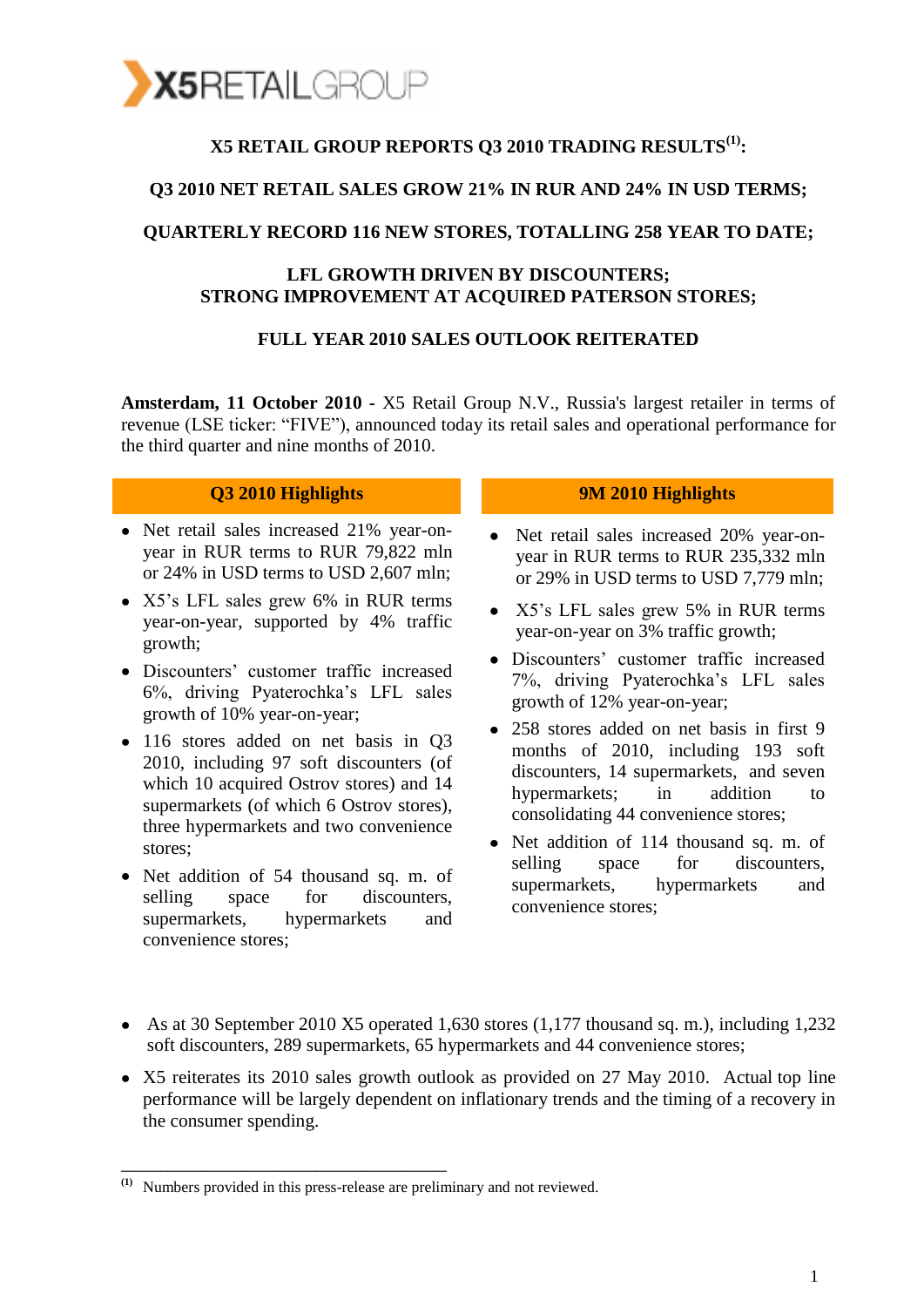# X5 RETAIL GROUP REPORTS Q3 2010 TRADING RESULTS[(1)]:

## Q3 2010 NET RETAIL SALES GROW 21% IN RUR AND 24% IN USD TERMS;

## QUARTERLY RECORD 116 NEW STORES, TOTALLING 258 YEAR TO DATE;

## LFL GROWTH DRIVEN BY DISCOUNTERS; STRONG IMPROVEMENT AT ACQUIRED PATERSON STORES;

## FULL YEAR 2010 SALES OUTLOOK REITERATED

**Amsterdam, 11 October 2010 -** X5 Retail Group N.V., Russia's largest retailer in terms of revenue (LSE ticker: "FIVE"), announced today its retail sales and operational performance for the third quarter and nine months of 2010.

### Q3 2010 Highlights

- Net retail sales increased 21% year-on-year in RUR terms to RUR 79,822 mln or 24% in USD terms to USD 2,607 mln;
- X5's LFL sales grew 6% in RUR terms year-on-year, supported by 4% traffic growth;
- Discounters' customer traffic increased 6%, driving Pyaterochka's LFL sales growth of 10% year-on-year;
- 116 stores added on net basis in Q3 2010, including 97 soft discounters (of which 10 acquired Ostrov stores) and 14 supermarkets (of which 6 Ostrov stores), three hypermarkets and two convenience stores;
- Net addition of 54 thousand sq. m. of selling space for discounters, supermarkets, hypermarkets and convenience stores;

### 9M 2010 Highlights

- Net retail sales increased 20% year-on-year in RUR terms to RUR 235,332 mln or 29% in USD terms to USD 7,779 mln;
- X5's LFL sales grew 5% in RUR terms year-on-year on 3% traffic growth;
- Discounters' customer traffic increased 7%, driving Pyaterochka's LFL sales growth of 12% year-on-year;
- 258 stores added on net basis in first 9 months of 2010, including 193 soft discounters, 14 supermarkets, and seven hypermarkets; in addition to consolidating 44 convenience stores;
- Net addition of 114 thousand sq. m. of selling space for discounters, supermarkets, hypermarkets and convenience stores;

---

- As at 30 September 2010 X5 operated 1,630 stores (1,177 thousand sq. m.), including 1,232 soft discounters, 289 supermarkets, 65 hypermarkets and 44 convenience stores;
- X5 reiterates its 2010 sales growth outlook as provided on 27 May 2010. Actual top line performance will be largely dependent on inflationary trends and the timing of a recovery in the consumer spending.

---

(1) Numbers provided in this press-release are preliminary and not reviewed.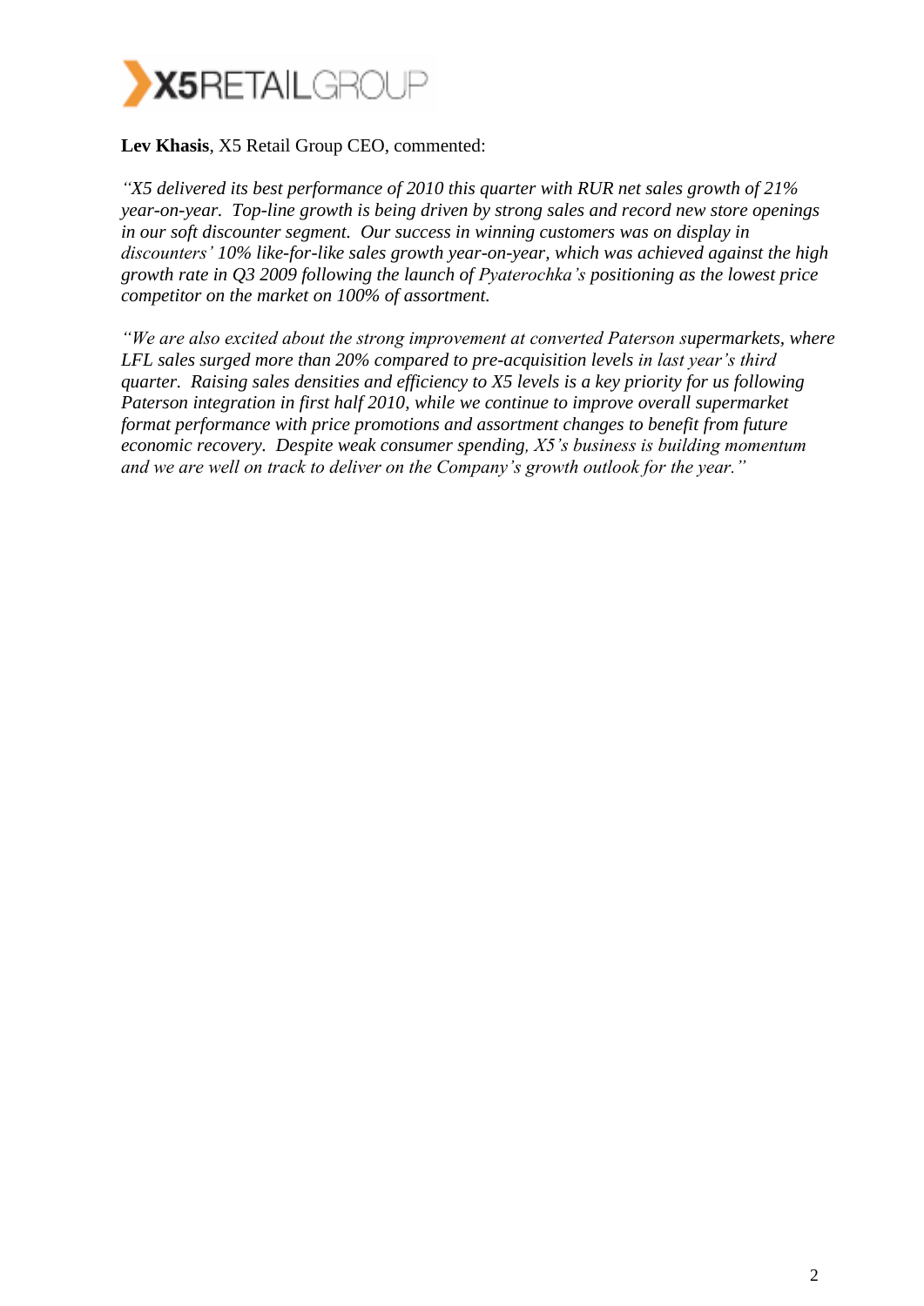**Lev Khasis**, X5 Retail Group CEO, commented:

*"X5 delivered its best performance of 2010 this quarter with RUR net sales growth of 21% year-on-year. Top-line growth is being driven by strong sales and record new store openings in our soft discounter segment. Our success in winning customers was on display in discounters' 10% like-for-like sales growth year-on-year, which was achieved against the high growth rate in Q3 2009 following the launch of Pyaterochka's positioning as the lowest price competitor on the market on 100% of assortment.*

*"We are also excited about the strong improvement at converted Paterson supermarkets, where LFL sales surged more than 20% compared to pre-acquisition levels in last year's third quarter. Raising sales densities and efficiency to X5 levels is a key priority for us following Paterson integration in first half 2010, while we continue to improve overall supermarket format performance with price promotions and assortment changes to benefit from future economic recovery. Despite weak consumer spending, X5's business is building momentum and we are well on track to deliver on the Company's growth outlook for the year."*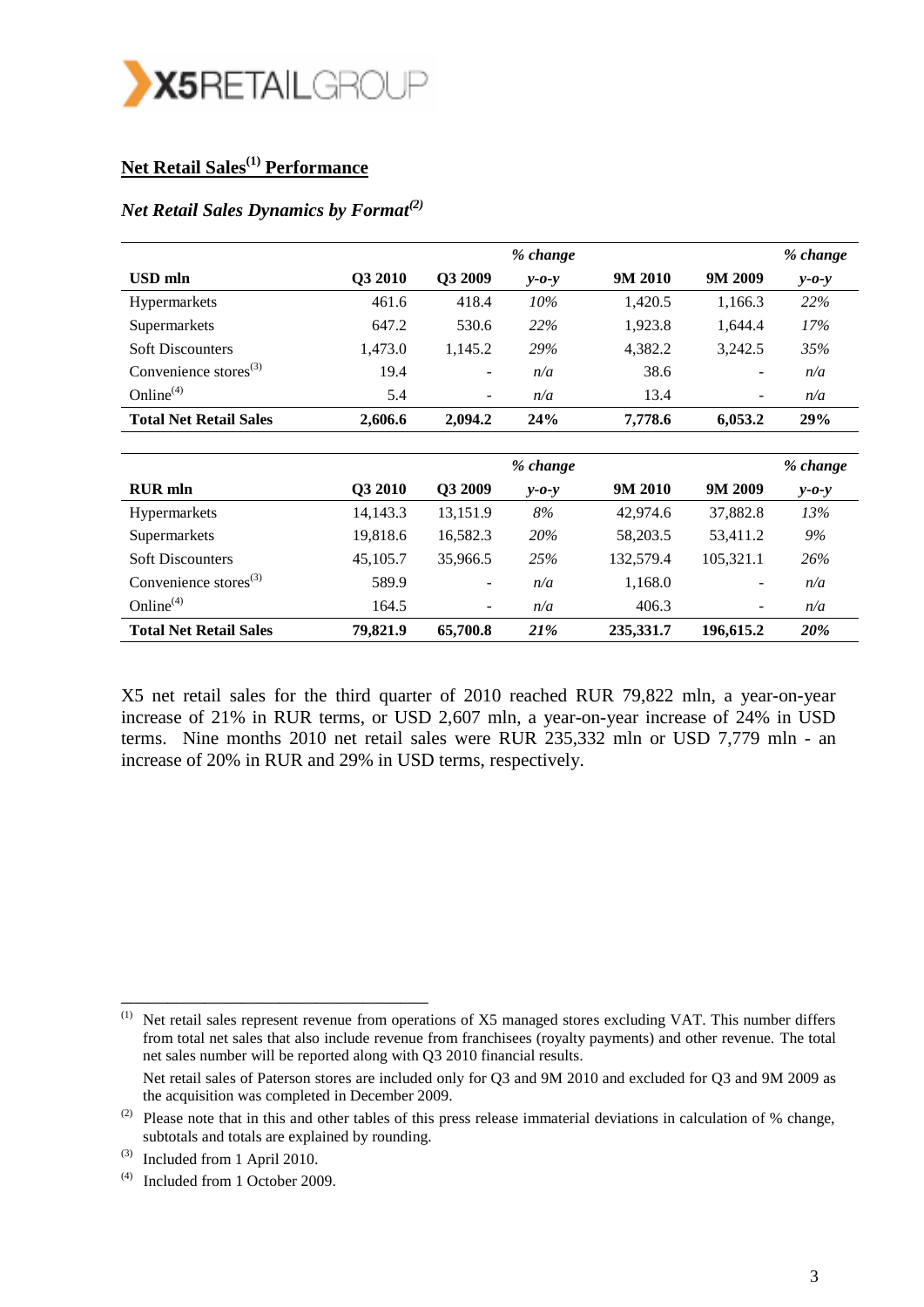## Net Retail Sales[1] Performance

### *Net Retail Sales Dynamics by Format[2]*

| USD mln | Q3 2010 | Q3 2009 | *% change y-o-y* | 9M 2010 | 9M 2009 | *% change y-o-y* |
|---|---|---|---|---|---|---|
| Hypermarkets | 461.6 | 418.4 | *10%* | 1,420.5 | 1,166.3 | *22%* |
| Supermarkets | 647.2 | 530.6 | *22%* | 1,923.8 | 1,644.4 | *17%* |
| Soft Discounters | 1,473.0 | 1,145.2 | *29%* | 4,382.2 | 3,242.5 | *35%* |
| Convenience stores[3] | 19.4 | - | *n/a* | 38.6 | - | *n/a* |
| Online[4] | 5.4 | - | *n/a* | 13.4 | - | *n/a* |
| **Total Net Retail Sales** | **2,606.6** | **2,094.2** | **24%** | **7,778.6** | **6,053.2** | **29%** |

| RUR mln | Q3 2010 | Q3 2009 | *% change y-o-y* | 9M 2010 | 9M 2009 | *% change y-o-y* |
|---|---|---|---|---|---|---|
| Hypermarkets | 14,143.3 | 13,151.9 | *8%* | 42,974.6 | 37,882.8 | *13%* |
| Supermarkets | 19,818.6 | 16,582.3 | *20%* | 58,203.5 | 53,411.2 | *9%* |
| Soft Discounters | 45,105.7 | 35,966.5 | *25%* | 132,579.4 | 105,321.1 | *26%* |
| Convenience stores[3] | 589.9 | - | *n/a* | 1,168.0 | - | *n/a* |
| Online[4] | 164.5 | - | *n/a* | 406.3 | - | *n/a* |
| **Total Net Retail Sales** | **79,821.9** | **65,700.8** | ***21%*** | **235,331.7** | **196,615.2** | ***20%*** |

X5 net retail sales for the third quarter of 2010 reached RUR 79,822 mln, a year-on-year increase of 21% in RUR terms, or USD 2,607 mln, a year-on-year increase of 24% in USD terms. Nine months 2010 net retail sales were RUR 235,332 mln or USD 7,779 mln - an increase of 20% in RUR and 29% in USD terms, respectively.

---

(1) Net retail sales represent revenue from operations of X5 managed stores excluding VAT. This number differs from total net sales that also include revenue from franchisees (royalty payments) and other revenue. The total net sales number will be reported along with Q3 2010 financial results.

Net retail sales of Paterson stores are included only for Q3 and 9M 2010 and excluded for Q3 and 9M 2009 as the acquisition was completed in December 2009.

(2) Please note that in this and other tables of this press release immaterial deviations in calculation of % change, subtotals and totals are explained by rounding.

(3) Included from 1 April 2010.

(4) Included from 1 October 2009.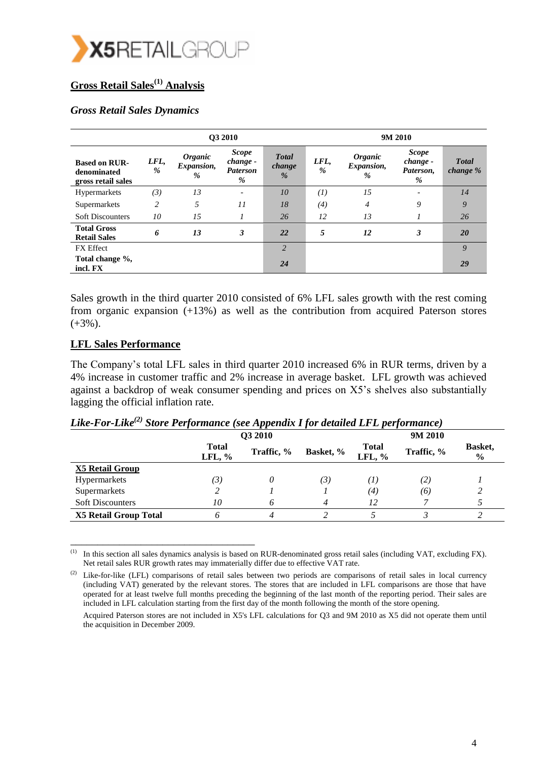## Gross Retail Sales[1] Analysis

### *Gross Retail Sales Dynamics*

| Based on RUR-denominated gross retail sales | Q3 2010 | | | | 9M 2010 | | | |
|---|---|---|---|---|---|---|---|---|
| | *LFL, %* | *Organic Expansion, %* | *Scope change - Paterson %* | *Total change %* | *LFL, %* | *Organic Expansion, %* | *Scope change - Paterson, %* | *Total change %* |
| Hypermarkets | *(3)* | *13* | *-* | *10* | *(1)* | *15* | *-* | *14* |
| Supermarkets | *2* | *5* | *11* | *18* | *(4)* | *4* | *9* | *9* |
| Soft Discounters | *10* | *15* | *1* | *26* | *12* | *13* | *1* | *26* |
| **Total Gross Retail Sales** | ***6*** | ***13*** | ***3*** | ***22*** | ***5*** | ***12*** | ***3*** | ***20*** |
| FX Effect | | | | *2* | | | | *9* |
| **Total change %, incl. FX** | | | | ***24*** | | | | ***29*** |

Sales growth in the third quarter 2010 consisted of 6% LFL sales growth with the rest coming from organic expansion (+13%) as well as the contribution from acquired Paterson stores (+3%).

## LFL Sales Performance

The Company's total LFL sales in third quarter 2010 increased 6% in RUR terms, driven by a 4% increase in customer traffic and 2% increase in average basket. LFL growth was achieved against a backdrop of weak consumer spending and prices on X5's shelves also substantially lagging the official inflation rate.

***Like-For-Like[2] Store Performance (see Appendix I for detailed LFL performance)***

| | Q3 2010 | | | 9M 2010 | | |
|---|---|---|---|---|---|---|
| | **Total LFL, %** | **Traffic, %** | **Basket, %** | **Total LFL, %** | **Traffic, %** | **Basket, %** |
| **X5 Retail Group** | | | | | | |
| Hypermarkets | *(3)* | *0* | *(3)* | *(1)* | *(2)* | *1* |
| Supermarkets | *2* | *1* | *1* | *(4)* | *(6)* | *2* |
| Soft Discounters | *10* | *6* | *4* | *12* | *7* | *5* |
| **X5 Retail Group Total** | *6* | *4* | *2* | *5* | *3* | *2* |

---

[1] In this section all sales dynamics analysis is based on RUR-denominated gross retail sales (including VAT, excluding FX). Net retail sales RUR growth rates may immaterially differ due to effective VAT rate.

[2] Like-for-like (LFL) comparisons of retail sales between two periods are comparisons of retail sales in local currency (including VAT) generated by the relevant stores. The stores that are included in LFL comparisons are those that have operated for at least twelve full months preceding the beginning of the last month of the reporting period. Their sales are included in LFL calculation starting from the first day of the month following the month of the store opening.

Acquired Paterson stores are not included in X5's LFL calculations for Q3 and 9M 2010 as X5 did not operate them until the acquisition in December 2009.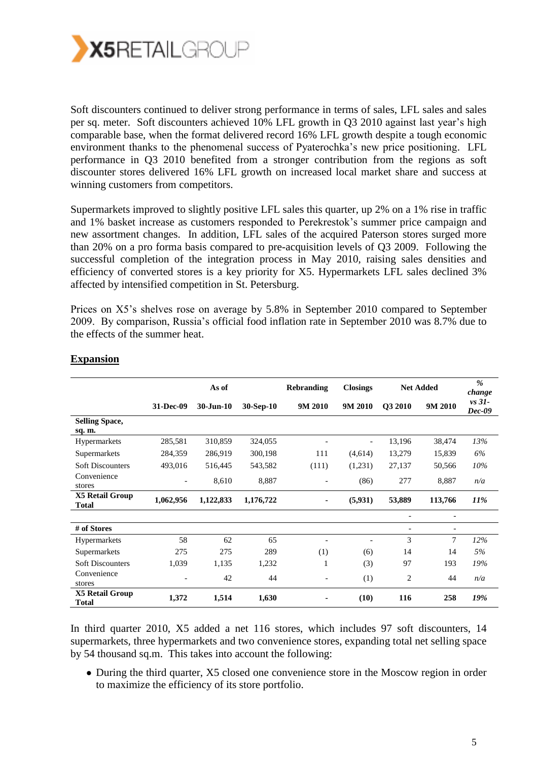Soft discounters continued to deliver strong performance in terms of sales, LFL sales and sales per sq. meter. Soft discounters achieved 10% LFL growth in Q3 2010 against last year's high comparable base, when the format delivered record 16% LFL growth despite a tough economic environment thanks to the phenomenal success of Pyaterochka's new price positioning. LFL performance in Q3 2010 benefited from a stronger contribution from the regions as soft discounter stores delivered 16% LFL growth on increased local market share and success at winning customers from competitors.

Supermarkets improved to slightly positive LFL sales this quarter, up 2% on a 1% rise in traffic and 1% basket increase as customers responded to Perekrestok's summer price campaign and new assortment changes. In addition, LFL sales of the acquired Paterson stores surged more than 20% on a pro forma basis compared to pre-acquisition levels of Q3 2009. Following the successful completion of the integration process in May 2010, raising sales densities and efficiency of converted stores is a key priority for X5. Hypermarkets LFL sales declined 3% affected by intensified competition in St. Petersburg.

Prices on X5's shelves rose on average by 5.8% in September 2010 compared to September 2009. By comparison, Russia's official food inflation rate in September 2010 was 8.7% due to the effects of the summer heat.

## Expansion

| | As of | | | Rebranding | Closings | Net Added | | *% change vs 31-Dec-09* |
|---|---|---|---|---|---|---|---|---|
| | **31-Dec-09** | **30-Jun-10** | **30-Sep-10** | **9M 2010** | **9M 2010** | **Q3 2010** | **9M 2010** | |
| **Selling Space, sq. m.** | | | | | | | | |
| Hypermarkets | 285,581 | 310,859 | 324,055 | - | - | 13,196 | 38,474 | *13%* |
| Supermarkets | 284,359 | 286,919 | 300,198 | 111 | (4,614) | 13,279 | 15,839 | *6%* |
| Soft Discounters | 493,016 | 516,445 | 543,582 | (111) | (1,231) | 27,137 | 50,566 | *10%* |
| Convenience stores | - | 8,610 | 8,887 | - | (86) | 277 | 8,887 | *n/a* |
| **X5 Retail Group Total** | **1,062,956** | **1,122,833** | **1,176,722** | **-** | **(5,931)** | **53,889** | **113,766** | ***11%*** |
| | | | | | | - | - | |
| **# of Stores** | | | | | | - | - | |
| Hypermarkets | 58 | 62 | 65 | - | - | 3 | 7 | *12%* |
| Supermarkets | 275 | 275 | 289 | (1) | (6) | 14 | 14 | *5%* |
| Soft Discounters | 1,039 | 1,135 | 1,232 | 1 | (3) | 97 | 193 | *19%* |
| Convenience stores | - | 42 | 44 | - | (1) | 2 | 44 | *n/a* |
| **X5 Retail Group Total** | **1,372** | **1,514** | **1,630** | **-** | **(10)** | **116** | **258** | ***19%*** |

In third quarter 2010, X5 added a net 116 stores, which includes 97 soft discounters, 14 supermarkets, three hypermarkets and two convenience stores, expanding total net selling space by 54 thousand sq.m. This takes into account the following:

- During the third quarter, X5 closed one convenience store in the Moscow region in order to maximize the efficiency of its store portfolio.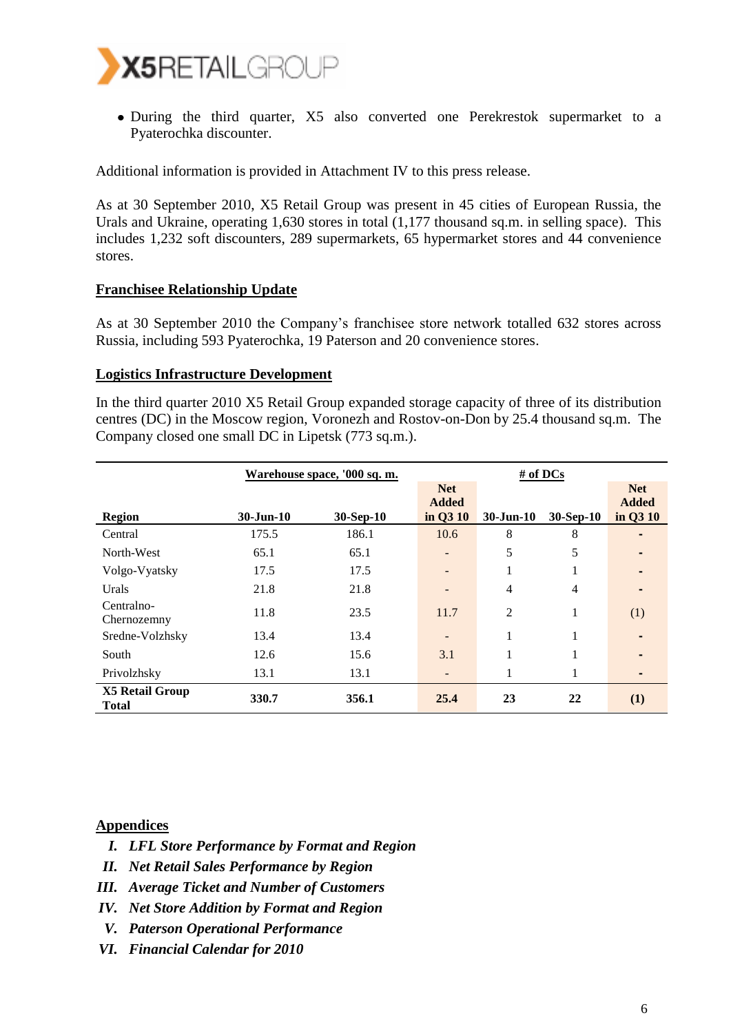- During the third quarter, X5 also converted one Perekrestok supermarket to a Pyaterochka discounter.

Additional information is provided in Attachment IV to this press release.

As at 30 September 2010, X5 Retail Group was present in 45 cities of European Russia, the Urals and Ukraine, operating 1,630 stores in total (1,177 thousand sq.m. in selling space). This includes 1,232 soft discounters, 289 supermarkets, 65 hypermarket stores and 44 convenience stores.

## Franchisee Relationship Update

As at 30 September 2010 the Company's franchisee store network totalled 632 stores across Russia, including 593 Pyaterochka, 19 Paterson and 20 convenience stores.

## Logistics Infrastructure Development

In the third quarter 2010 X5 Retail Group expanded storage capacity of three of its distribution centres (DC) in the Moscow region, Voronezh and Rostov-on-Don by 25.4 thousand sq.m. The Company closed one small DC in Lipetsk (773 sq.m.).

| | Warehouse space, '000 sq. m. | | | # of DCs | | |
|---|---|---|---|---|---|---|
| **Region** | **30-Jun-10** | **30-Sep-10** | **Net Added in Q3 10** | **30-Jun-10** | **30-Sep-10** | **Net Added in Q3 10** |
| Central | 175.5 | 186.1 | 10.6 | 8 | 8 | - |
| North-West | 65.1 | 65.1 | - | 5 | 5 | - |
| Volgo-Vyatsky | 17.5 | 17.5 | - | 1 | 1 | - |
| Urals | 21.8 | 21.8 | - | 4 | 4 | - |
| Centralno-Chernozemny | 11.8 | 23.5 | 11.7 | 2 | 1 | (1) |
| Sredne-Volzhsky | 13.4 | 13.4 | - | 1 | 1 | - |
| South | 12.6 | 15.6 | 3.1 | 1 | 1 | - |
| Privolzhsky | 13.1 | 13.1 | - | 1 | 1 | - |
| **X5 Retail Group Total** | **330.7** | **356.1** | **25.4** | **23** | **22** | **(1)** |

## Appendices

I. ***LFL Store Performance by Format and Region***
II. ***Net Retail Sales Performance by Region***
III. ***Average Ticket and Number of Customers***
IV. ***Net Store Addition by Format and Region***
V. ***Paterson Operational Performance***
VI. ***Financial Calendar for 2010***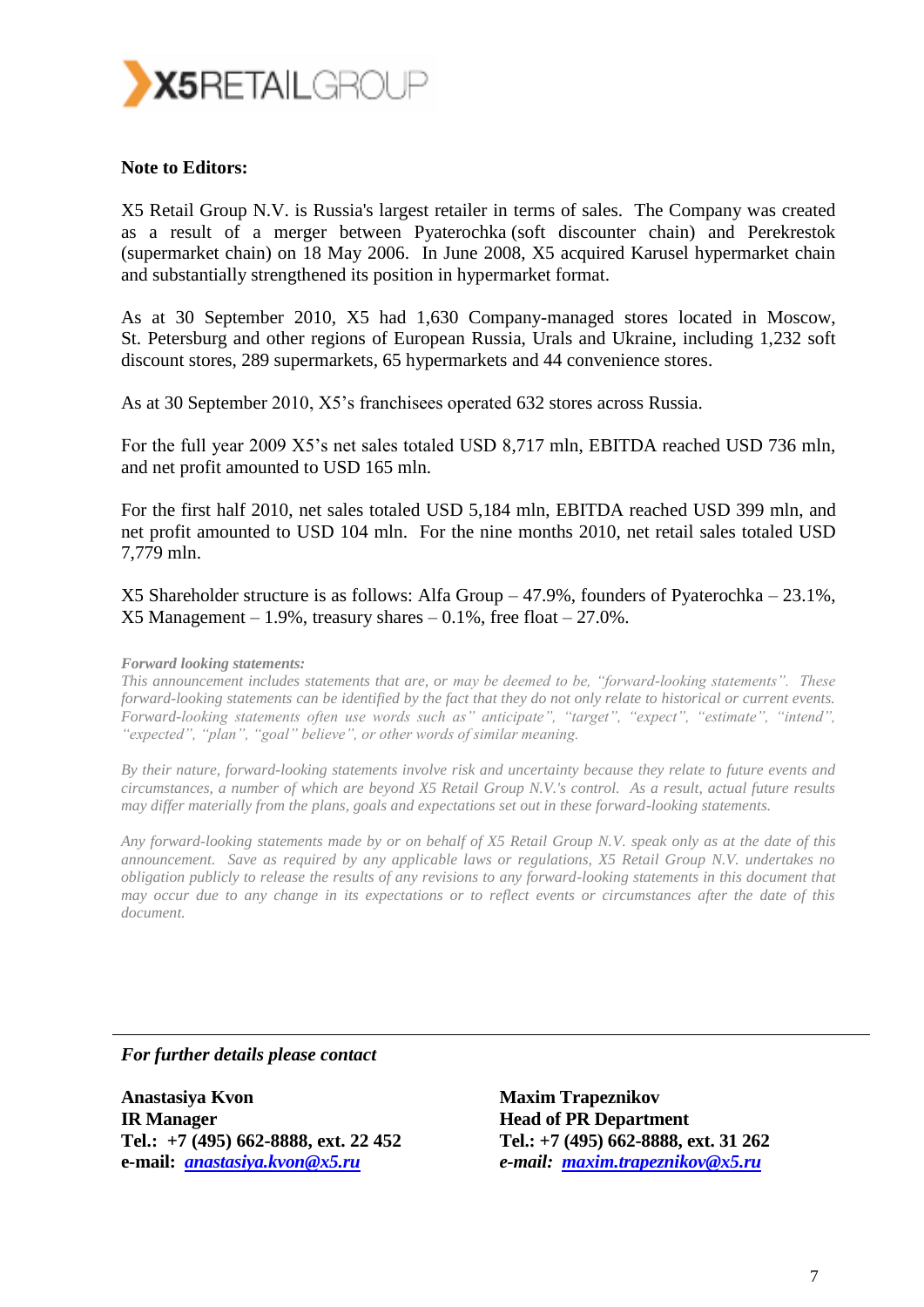**Note to Editors:**

X5 Retail Group N.V. is Russia's largest retailer in terms of sales. The Company was created as a result of a merger between Pyaterochka (soft discounter chain) and Perekrestok (supermarket chain) on 18 May 2006. In June 2008, X5 acquired Karusel hypermarket chain and substantially strengthened its position in hypermarket format.

As at 30 September 2010, X5 had 1,630 Company-managed stores located in Moscow, St. Petersburg and other regions of European Russia, Urals and Ukraine, including 1,232 soft discount stores, 289 supermarkets, 65 hypermarkets and 44 convenience stores.

As at 30 September 2010, X5's franchisees operated 632 stores across Russia.

For the full year 2009 X5's net sales totaled USD 8,717 mln, EBITDA reached USD 736 mln, and net profit amounted to USD 165 mln.

For the first half 2010, net sales totaled USD 5,184 mln, EBITDA reached USD 399 mln, and net profit amounted to USD 104 mln. For the nine months 2010, net retail sales totaled USD 7,779 mln.

X5 Shareholder structure is as follows: Alfa Group – 47.9%, founders of Pyaterochka – 23.1%, X5 Management – 1.9%, treasury shares – 0.1%, free float – 27.0%.

***Forward looking statements:***

*This announcement includes statements that are, or may be deemed to be, "forward-looking statements". These forward-looking statements can be identified by the fact that they do not only relate to historical or current events. Forward-looking statements often use words such as" anticipate", "target", "expect", "estimate", "intend", "expected", "plan", "goal" believe", or other words of similar meaning.*

*By their nature, forward-looking statements involve risk and uncertainty because they relate to future events and circumstances, a number of which are beyond X5 Retail Group N.V.'s control. As a result, actual future results may differ materially from the plans, goals and expectations set out in these forward-looking statements.*

*Any forward-looking statements made by or on behalf of X5 Retail Group N.V. speak only as at the date of this announcement. Save as required by any applicable laws or regulations, X5 Retail Group N.V. undertakes no obligation publicly to release the results of any revisions to any forward-looking statements in this document that may occur due to any change in its expectations or to reflect events or circumstances after the date of this document.*

---

***For further details please contact***

**Anastasiya Kvon**
**IR Manager**
**Tel.: +7 (495) 662-8888, ext. 22 452**
**e-mail: *anastasiya.kvon@x5.ru***

**Maxim Trapeznikov**
**Head of PR Department**
**Tel.: +7 (495) 662-8888, ext. 31 262**
***e-mail: maxim.trapeznikov@x5.ru***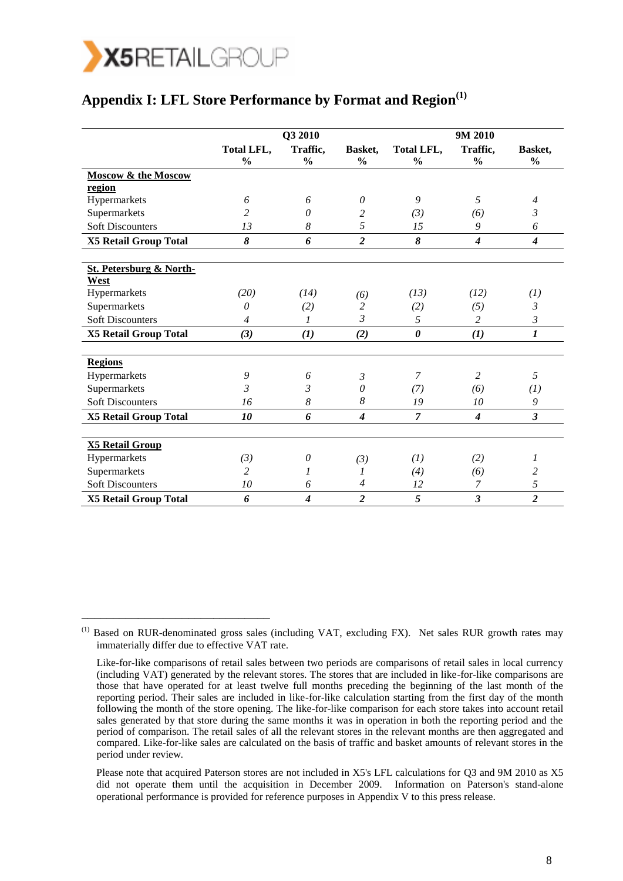## Appendix I: LFL Store Performance by Format and Region[1]

| | Q3 2010 | | | 9M 2010 | | |
|---|---|---|---|---|---|---|
| | Total LFL, % | Traffic, % | Basket, % | Total LFL, % | Traffic, % | Basket, % |
| **Moscow & the Moscow region** | | | | | | |
| Hypermarkets | *6* | *6* | *0* | *9* | *5* | *4* |
| Supermarkets | *2* | *0* | *2* | *(3)* | *(6)* | *3* |
| Soft Discounters | *13* | *8* | *5* | *15* | *9* | *6* |
| **X5 Retail Group Total** | ***8*** | ***6*** | ***2*** | ***8*** | ***4*** | ***4*** |
| **St. Petersburg & North-West** | | | | | | |
| Hypermarkets | *(20)* | *(14)* | *(6)* | *(13)* | *(12)* | *(1)* |
| Supermarkets | *0* | *(2)* | *2* | *(2)* | *(5)* | *3* |
| Soft Discounters | *4* | *1* | *3* | *5* | *2* | *3* |
| **X5 Retail Group Total** | ***(3)*** | ***(1)*** | ***(2)*** | ***0*** | ***(1)*** | ***1*** |
| **Regions** | | | | | | |
| Hypermarkets | *9* | *6* | *3* | *7* | *2* | *5* |
| Supermarkets | *3* | *3* | *0* | *(7)* | *(6)* | *(1)* |
| Soft Discounters | *16* | *8* | *8* | *19* | *10* | *9* |
| **X5 Retail Group Total** | ***10*** | ***6*** | ***4*** | ***7*** | ***4*** | ***3*** |
| **X5 Retail Group** | | | | | | |
| Hypermarkets | *(3)* | *0* | *(3)* | *(1)* | *(2)* | *1* |
| Supermarkets | *2* | *1* | *1* | *(4)* | *(6)* | *2* |
| Soft Discounters | *10* | *6* | *4* | *12* | *7* | *5* |
| **X5 Retail Group Total** | ***6*** | ***4*** | ***2*** | ***5*** | ***3*** | ***2*** |

---

[1] Based on RUR-denominated gross sales (including VAT, excluding FX). Net sales RUR growth rates may immaterially differ due to effective VAT rate.

Like-for-like comparisons of retail sales between two periods are comparisons of retail sales in local currency (including VAT) generated by the relevant stores. The stores that are included in like-for-like comparisons are those that have operated for at least twelve full months preceding the beginning of the last month of the reporting period. Their sales are included in like-for-like calculation starting from the first day of the month following the month of the store opening. The like-for-like comparison for each store takes into account retail sales generated by that store during the same months it was in operation in both the reporting period and the period of comparison. The retail sales of all the relevant stores in the relevant months are then aggregated and compared. Like-for-like sales are calculated on the basis of traffic and basket amounts of relevant stores in the period under review.

Please note that acquired Paterson stores are not included in X5's LFL calculations for Q3 and 9M 2010 as X5 did not operate them until the acquisition in December 2009. Information on Paterson's stand-alone operational performance is provided for reference purposes in Appendix V to this press release.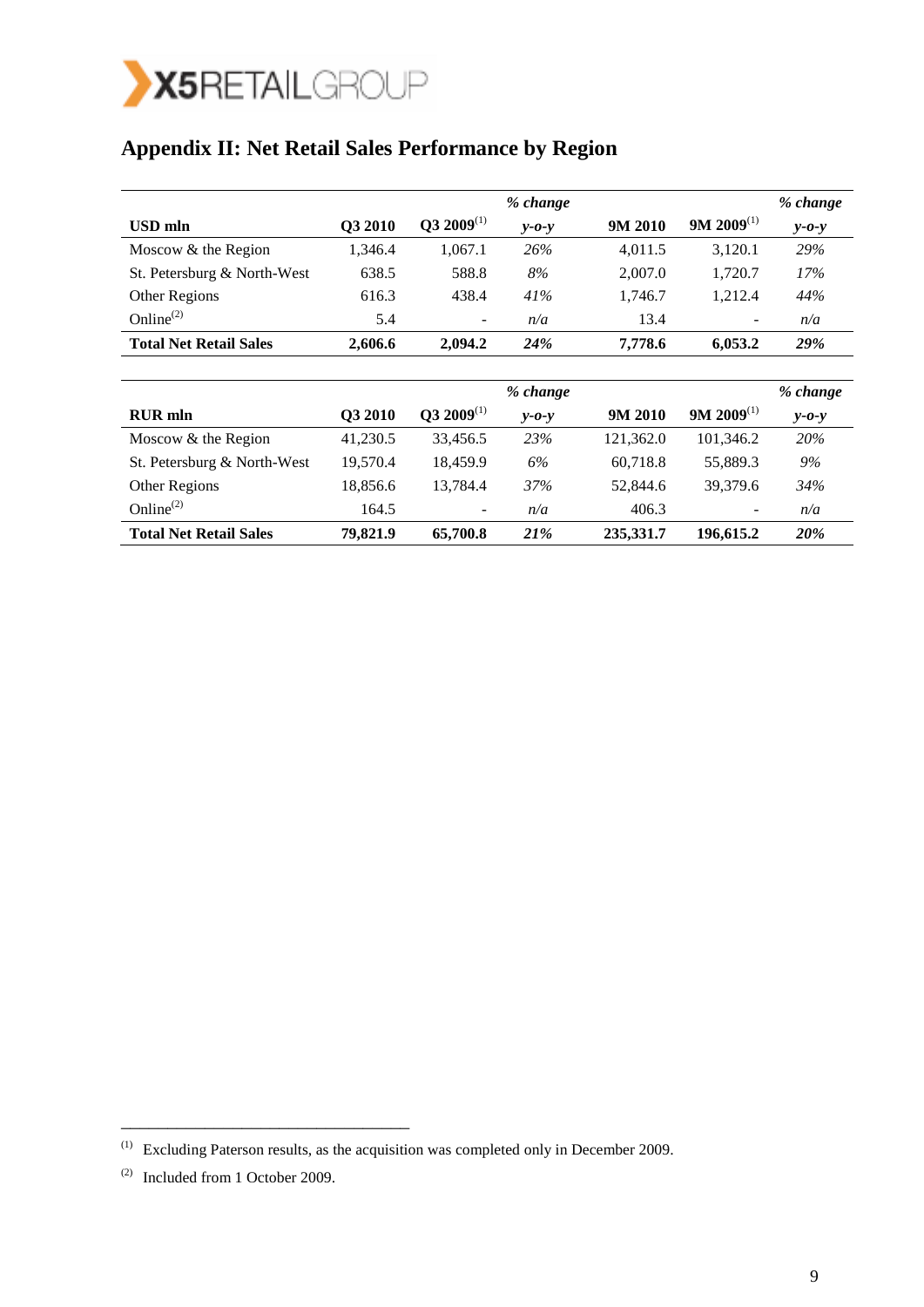## Appendix II: Net Retail Sales Performance by Region

| USD mln | Q3 2010 | Q3 2009[1] | *% change y-o-y* | 9M 2010 | 9M 2009[1] | *% change y-o-y* |
|---|---|---|---|---|---|---|
| Moscow & the Region | 1,346.4 | 1,067.1 | *26%* | 4,011.5 | 3,120.1 | *29%* |
| St. Petersburg & North-West | 638.5 | 588.8 | *8%* | 2,007.0 | 1,720.7 | *17%* |
| Other Regions | 616.3 | 438.4 | *41%* | 1,746.7 | 1,212.4 | *44%* |
| Online[2] | 5.4 | - | *n/a* | 13.4 | - | *n/a* |
| **Total Net Retail Sales** | **2,606.6** | **2,094.2** | ***24%*** | **7,778.6** | **6,053.2** | ***29%*** |

| RUR mln | Q3 2010 | Q3 2009[1] | *% change y-o-y* | 9M 2010 | 9M 2009[1] | *% change y-o-y* |
|---|---|---|---|---|---|---|
| Moscow & the Region | 41,230.5 | 33,456.5 | *23%* | 121,362.0 | 101,346.2 | *20%* |
| St. Petersburg & North-West | 19,570.4 | 18,459.9 | *6%* | 60,718.8 | 55,889.3 | *9%* |
| Other Regions | 18,856.6 | 13,784.4 | *37%* | 52,844.6 | 39,379.6 | *34%* |
| Online[2] | 164.5 | - | *n/a* | 406.3 | - | *n/a* |
| **Total Net Retail Sales** | **79,821.9** | **65,700.8** | ***21%*** | **235,331.7** | **196,615.2** | ***20%*** |

---

[1] Excluding Paterson results, as the acquisition was completed only in December 2009.

[2] Included from 1 October 2009.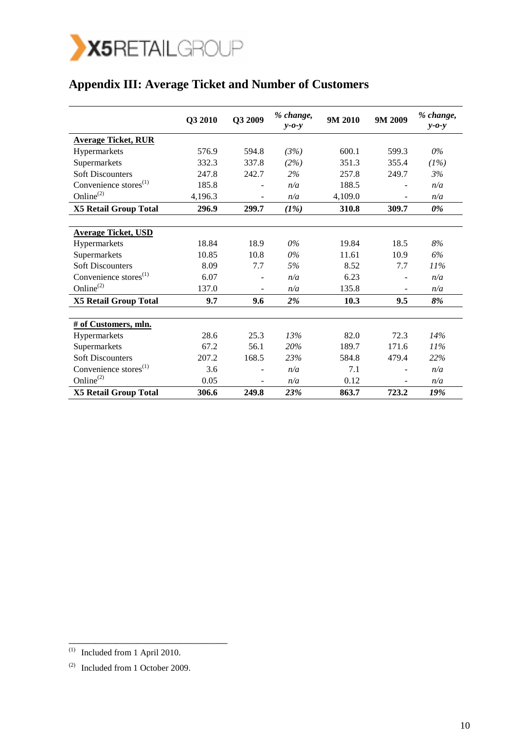# Appendix III: Average Ticket and Number of Customers

| | Q3 2010 | Q3 2009 | *% change, y-o-y* | 9M 2010 | 9M 2009 | *% change, y-o-y* |
|---|---|---|---|---|---|---|
| **Average Ticket, RUR** | | | | | | |
| Hypermarkets | 576.9 | 594.8 | *(3%)* | 600.1 | 599.3 | *0%* |
| Supermarkets | 332.3 | 337.8 | *(2%)* | 351.3 | 355.4 | *(1%)* |
| Soft Discounters | 247.8 | 242.7 | *2%* | 257.8 | 249.7 | *3%* |
| Convenience stores[(1)] | 185.8 | - | *n/a* | 188.5 | - | *n/a* |
| Online[(2)] | 4,196.3 | - | *n/a* | 4,109.0 | - | *n/a* |
| **X5 Retail Group Total** | **296.9** | **299.7** | ***(1%)*** | **310.8** | **309.7** | ***0%*** |
| | | | | | | |
| **Average Ticket, USD** | | | | | | |
| Hypermarkets | 18.84 | 18.9 | *0%* | 19.84 | 18.5 | *8%* |
| Supermarkets | 10.85 | 10.8 | *0%* | 11.61 | 10.9 | *6%* |
| Soft Discounters | 8.09 | 7.7 | *5%* | 8.52 | 7.7 | *11%* |
| Convenience stores[(1)] | 6.07 | - | *n/a* | 6.23 | - | *n/a* |
| Online[(2)] | 137.0 | - | *n/a* | 135.8 | - | *n/a* |
| **X5 Retail Group Total** | **9.7** | **9.6** | ***2%*** | **10.3** | **9.5** | ***8%*** |
| | | | | | | |
| **# of Customers, mln.** | | | | | | |
| Hypermarkets | 28.6 | 25.3 | *13%* | 82.0 | 72.3 | *14%* |
| Supermarkets | 67.2 | 56.1 | *20%* | 189.7 | 171.6 | *11%* |
| Soft Discounters | 207.2 | 168.5 | *23%* | 584.8 | 479.4 | *22%* |
| Convenience stores[(1)] | 3.6 | - | *n/a* | 7.1 | - | *n/a* |
| Online[(2)] | 0.05 | - | *n/a* | 0.12 | - | *n/a* |
| **X5 Retail Group Total** | **306.6** | **249.8** | ***23%*** | **863.7** | **723.2** | ***19%*** |

---

(1) Included from 1 April 2010.

(2) Included from 1 October 2009.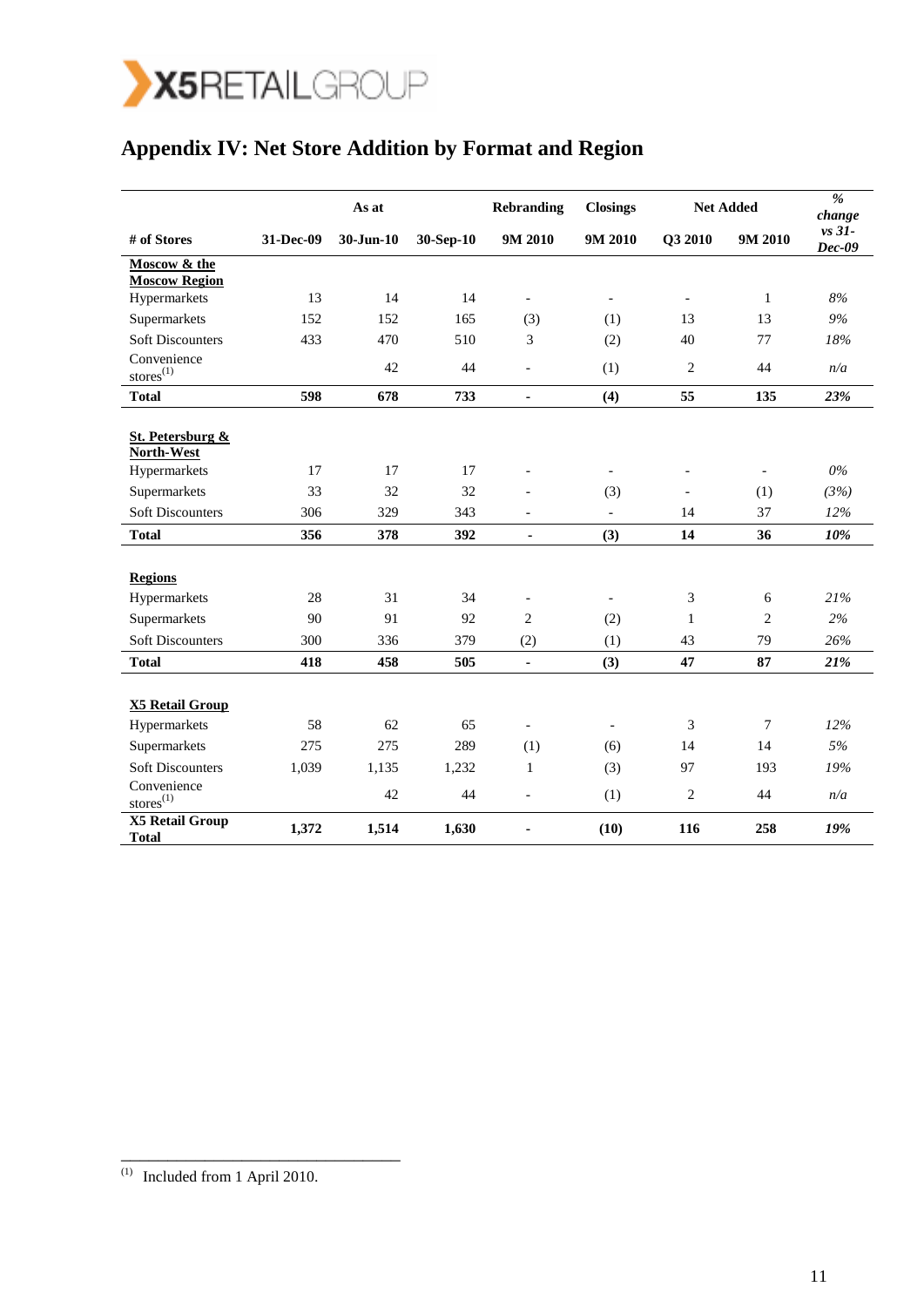# Appendix IV: Net Store Addition by Format and Region

| | As at | | | Rebranding | Closings | Net Added | | % change |
|---|---|---|---|---|---|---|---|---|
| # of Stores | 31-Dec-09 | 30-Jun-10 | 30-Sep-10 | 9M 2010 | 9M 2010 | Q3 2010 | 9M 2010 | vs 31-Dec-09 |
| **Moscow & the Moscow Region** | | | | | | | | |
| Hypermarkets | 13 | 14 | 14 | - | - | - | 1 | *8%* |
| Supermarkets | 152 | 152 | 165 | (3) | (1) | 13 | 13 | *9%* |
| Soft Discounters | 433 | 470 | 510 | 3 | (2) | 40 | 77 | *18%* |
| Convenience stores[1] | | 42 | 44 | - | (1) | 2 | 44 | *n/a* |
| **Total** | **598** | **678** | **733** | **-** | **(4)** | **55** | **135** | ***23%*** |
| **St. Petersburg & North-West** | | | | | | | | |
| Hypermarkets | 17 | 17 | 17 | - | - | - | - | *0%* |
| Supermarkets | 33 | 32 | 32 | - | (3) | - | (1) | *(3%)* |
| Soft Discounters | 306 | 329 | 343 | - | - | 14 | 37 | *12%* |
| **Total** | **356** | **378** | **392** | **-** | **(3)** | **14** | **36** | ***10%*** |
| **Regions** | | | | | | | | |
| Hypermarkets | 28 | 31 | 34 | - | - | 3 | 6 | *21%* |
| Supermarkets | 90 | 91 | 92 | 2 | (2) | 1 | 2 | *2%* |
| Soft Discounters | 300 | 336 | 379 | (2) | (1) | 43 | 79 | *26%* |
| **Total** | **418** | **458** | **505** | **-** | **(3)** | **47** | **87** | ***21%*** |
| **X5 Retail Group** | | | | | | | | |
| Hypermarkets | 58 | 62 | 65 | - | - | 3 | 7 | *12%* |
| Supermarkets | 275 | 275 | 289 | (1) | (6) | 14 | 14 | *5%* |
| Soft Discounters | 1,039 | 1,135 | 1,232 | 1 | (3) | 97 | 193 | *19%* |
| Convenience stores[1] | | 42 | 44 | - | (1) | 2 | 44 | *n/a* |
| **X5 Retail Group Total** | **1,372** | **1,514** | **1,630** | **-** | **(10)** | **116** | **258** | ***19%*** |

[1] Included from 1 April 2010.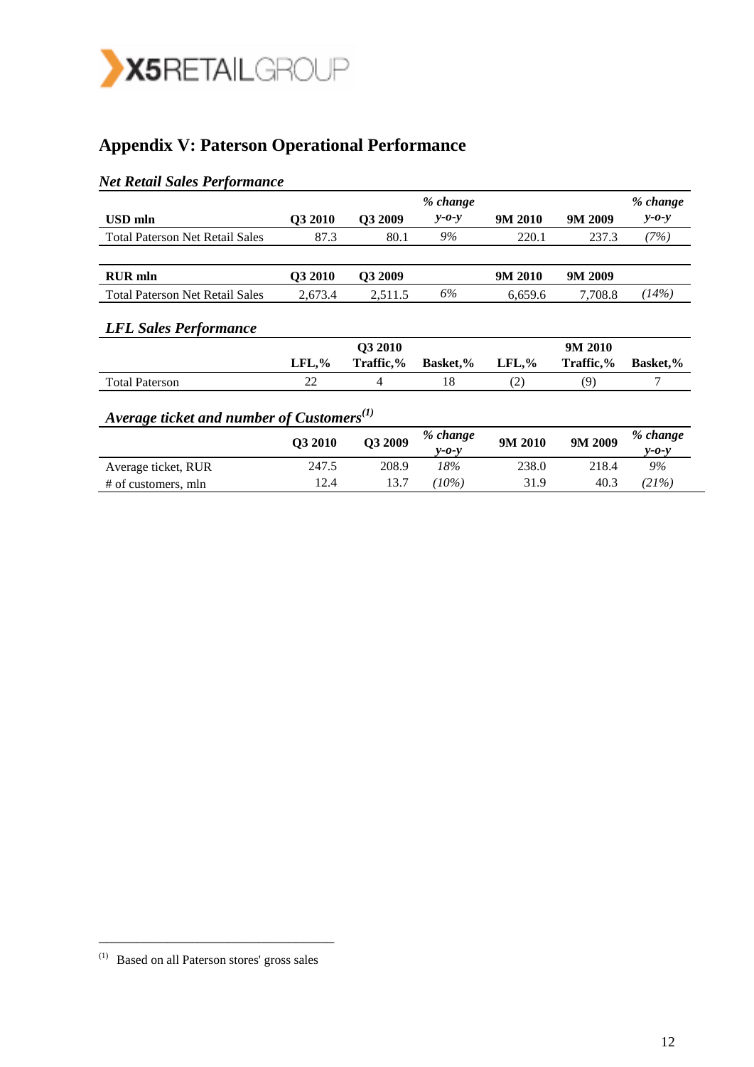## Appendix V: Paterson Operational Performance

### *Net Retail Sales Performance*

| USD mln | Q3 2010 | Q3 2009 | *% change y-o-y* | 9M 2010 | 9M 2009 | *% change y-o-y* |
|---|---|---|---|---|---|---|
| Total Paterson Net Retail Sales | 87.3 | 80.1 | *9%* | 220.1 | 237.3 | *(7%)* |

| RUR mln | Q3 2010 | Q3 2009 | | 9M 2010 | 9M 2009 | |
|---|---|---|---|---|---|---|
| Total Paterson Net Retail Sales | 2,673.4 | 2,511.5 | *6%* | 6,659.6 | 7,708.8 | *(14%)* |

### *LFL Sales Performance*

| | Q3 2010 | | | 9M 2010 | | |
|---|---|---|---|---|---|---|
| | LFL,% | Traffic,% | Basket,% | LFL,% | Traffic,% | Basket,% |
| Total Paterson | 22 | 4 | 18 | (2) | (9) | 7 |

### *Average ticket and number of Customers*[1]

| | Q3 2010 | Q3 2009 | *% change y-o-y* | 9M 2010 | 9M 2009 | *% change y-o-y* |
|---|---|---|---|---|---|---|
| Average ticket, RUR | 247.5 | 208.9 | *18%* | 238.0 | 218.4 | *9%* |
| # of customers, mln | 12.4 | 13.7 | *(10%)* | 31.9 | 40.3 | *(21%)* |

---

[1] Based on all Paterson stores' gross sales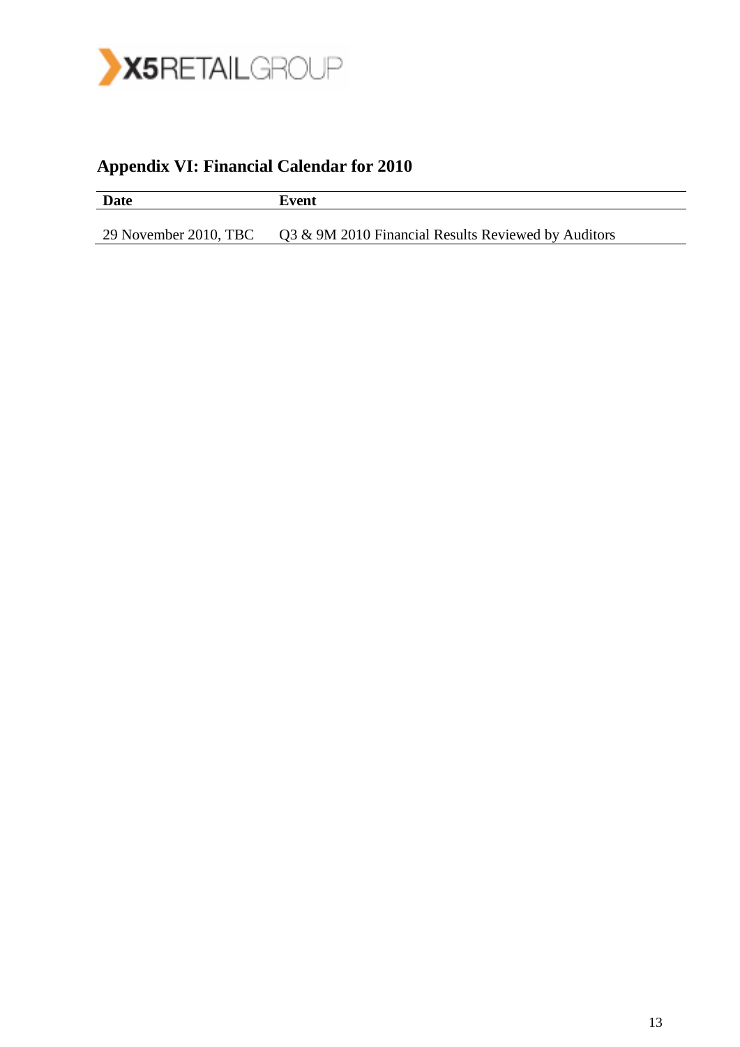## Appendix VI: Financial Calendar for 2010

| Date | Event |
|---|---|
| 29 November 2010, TBC | Q3 & 9M 2010 Financial Results Reviewed by Auditors |